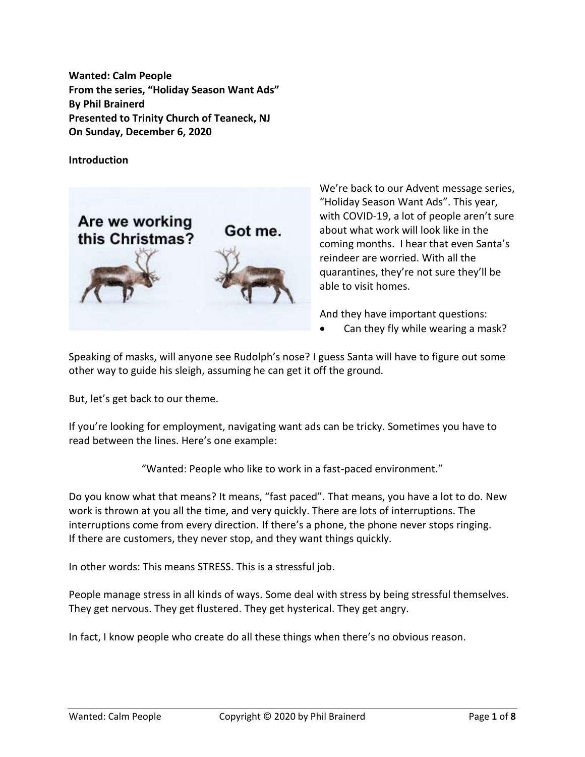**Wanted: Calm People**
**From the series, "Holiday Season Want Ads"**
**By Phil Brainerd**
**Presented to Trinity Church of Teaneck, NJ**
**On Sunday, December 6, 2020**

**Introduction**

We're back to our Advent message series, "Holiday Season Want Ads". This year, with COVID-19, a lot of people aren't sure about what work will look like in the coming months. I hear that even Santa's reindeer are worried. With all the quarantines, they're not sure they'll be able to visit homes.

And they have important questions:

- Can they fly while wearing a mask?

Speaking of masks, will anyone see Rudolph's nose? I guess Santa will have to figure out some other way to guide his sleigh, assuming he can get it off the ground.

But, let's get back to our theme.

If you're looking for employment, navigating want ads can be tricky. Sometimes you have to read between the lines. Here's one example:

"Wanted: People who like to work in a fast-paced environment."

Do you know what that means? It means, "fast paced". That means, you have a lot to do. New work is thrown at you all the time, and very quickly. There are lots of interruptions. The interruptions come from every direction. If there's a phone, the phone never stops ringing. If there are customers, they never stop, and they want things quickly.

In other words: This means STRESS. This is a stressful job.

People manage stress in all kinds of ways. Some deal with stress by being stressful themselves. They get nervous. They get flustered. They get hysterical. They get angry.

In fact, I know people who create do all these things when there's no obvious reason.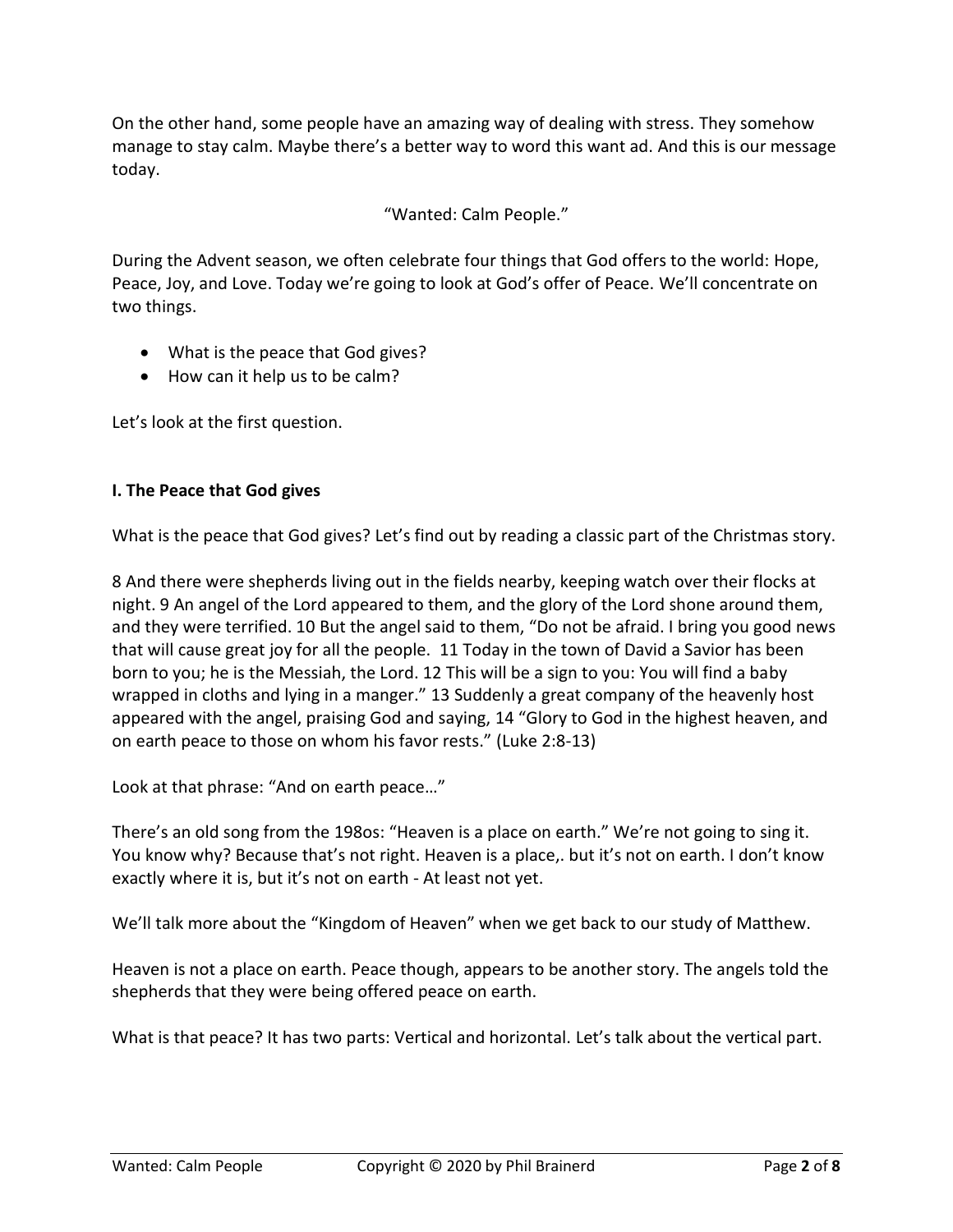On the other hand, some people have an amazing way of dealing with stress. They somehow manage to stay calm. Maybe there's a better way to word this want ad. And this is our message today.

"Wanted: Calm People."

During the Advent season, we often celebrate four things that God offers to the world: Hope, Peace, Joy, and Love. Today we're going to look at God's offer of Peace. We'll concentrate on two things.

- What is the peace that God gives?
- How can it help us to be calm?

Let's look at the first question.

**I. The Peace that God gives**

What is the peace that God gives? Let's find out by reading a classic part of the Christmas story.

8 And there were shepherds living out in the fields nearby, keeping watch over their flocks at night. 9 An angel of the Lord appeared to them, and the glory of the Lord shone around them, and they were terrified. 10 But the angel said to them, "Do not be afraid. I bring you good news that will cause great joy for all the people. 11 Today in the town of David a Savior has been born to you; he is the Messiah, the Lord. 12 This will be a sign to you: You will find a baby wrapped in cloths and lying in a manger." 13 Suddenly a great company of the heavenly host appeared with the angel, praising God and saying, 14 "Glory to God in the highest heaven, and on earth peace to those on whom his favor rests." (Luke 2:8-13)

Look at that phrase: "And on earth peace…"

There's an old song from the 198os: "Heaven is a place on earth." We're not going to sing it. You know why? Because that's not right. Heaven is a place,. but it's not on earth. I don't know exactly where it is, but it's not on earth - At least not yet.

We'll talk more about the "Kingdom of Heaven" when we get back to our study of Matthew.

Heaven is not a place on earth. Peace though, appears to be another story. The angels told the shepherds that they were being offered peace on earth.

What is that peace? It has two parts: Vertical and horizontal. Let's talk about the vertical part.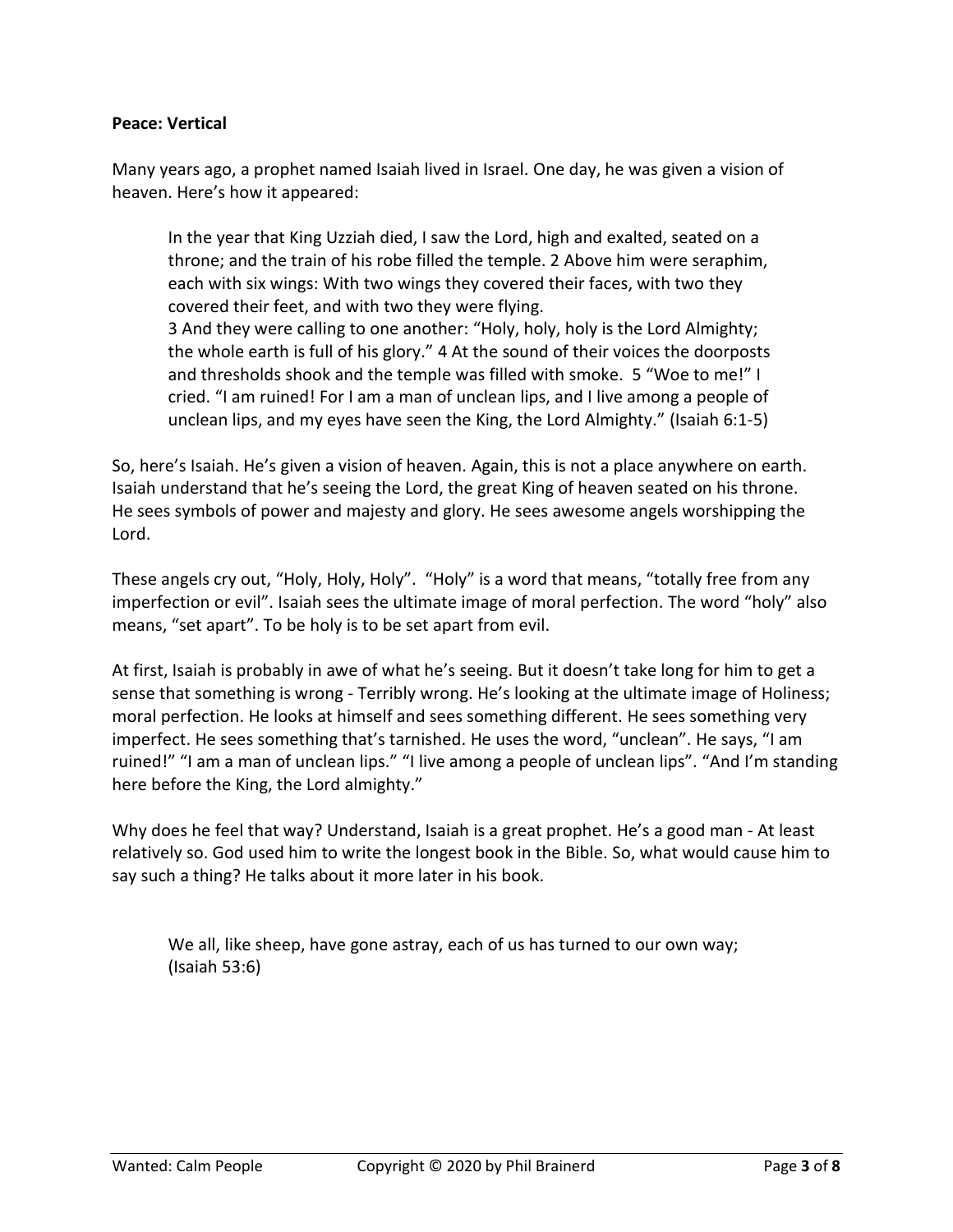**Peace: Vertical**

Many years ago, a prophet named Isaiah lived in Israel. One day, he was given a vision of heaven. Here's how it appeared:

> In the year that King Uzziah died, I saw the Lord, high and exalted, seated on a throne; and the train of his robe filled the temple. 2 Above him were seraphim, each with six wings: With two wings they covered their faces, with two they covered their feet, and with two they were flying.
> 3 And they were calling to one another: "Holy, holy, holy is the Lord Almighty; the whole earth is full of his glory." 4 At the sound of their voices the doorposts and thresholds shook and the temple was filled with smoke. 5 "Woe to me!" I cried. "I am ruined! For I am a man of unclean lips, and I live among a people of unclean lips, and my eyes have seen the King, the Lord Almighty." (Isaiah 6:1-5)

So, here's Isaiah. He's given a vision of heaven. Again, this is not a place anywhere on earth. Isaiah understand that he's seeing the Lord, the great King of heaven seated on his throne. He sees symbols of power and majesty and glory. He sees awesome angels worshipping the Lord.

These angels cry out, "Holy, Holy, Holy". "Holy" is a word that means, "totally free from any imperfection or evil". Isaiah sees the ultimate image of moral perfection. The word "holy" also means, "set apart". To be holy is to be set apart from evil.

At first, Isaiah is probably in awe of what he's seeing. But it doesn't take long for him to get a sense that something is wrong - Terribly wrong. He's looking at the ultimate image of Holiness; moral perfection. He looks at himself and sees something different. He sees something very imperfect. He sees something that's tarnished. He uses the word, "unclean". He says, "I am ruined!" "I am a man of unclean lips." "I live among a people of unclean lips". "And I'm standing here before the King, the Lord almighty."

Why does he feel that way? Understand, Isaiah is a great prophet. He's a good man - At least relatively so. God used him to write the longest book in the Bible. So, what would cause him to say such a thing? He talks about it more later in his book.

> We all, like sheep, have gone astray, each of us has turned to our own way; (Isaiah 53:6)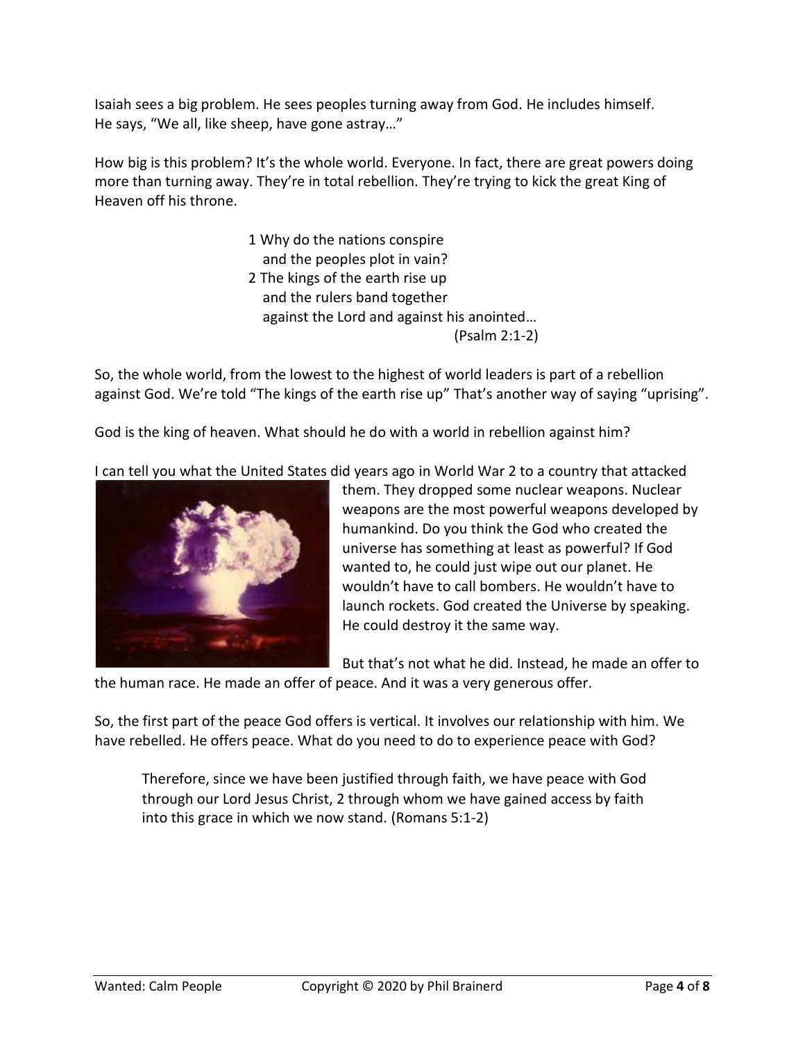Isaiah sees a big problem. He sees peoples turning away from God. He includes himself. He says, "We all, like sheep, have gone astray…"

How big is this problem? It's the whole world. Everyone. In fact, there are great powers doing more than turning away. They're in total rebellion. They're trying to kick the great King of Heaven off his throne.

> 1 Why do the nations conspire
> and the peoples plot in vain?
> 2 The kings of the earth rise up
> and the rulers band together
> against the Lord and against his anointed…
> (Psalm 2:1-2)

So, the whole world, from the lowest to the highest of world leaders is part of a rebellion against God. We're told "The kings of the earth rise up" That's another way of saying "uprising".

God is the king of heaven. What should he do with a world in rebellion against him?

I can tell you what the United States did years ago in World War 2 to a country that attacked them. They dropped some nuclear weapons. Nuclear weapons are the most powerful weapons developed by humankind. Do you think the God who created the universe has something at least as powerful? If God wanted to, he could just wipe out our planet. He wouldn't have to call bombers. He wouldn't have to launch rockets. God created the Universe by speaking. He could destroy it the same way.

But that's not what he did. Instead, he made an offer to the human race. He made an offer of peace. And it was a very generous offer.

So, the first part of the peace God offers is vertical. It involves our relationship with him. We have rebelled. He offers peace. What do you need to do to experience peace with God?

> Therefore, since we have been justified through faith, we have peace with God through our Lord Jesus Christ, 2 through whom we have gained access by faith into this grace in which we now stand. (Romans 5:1-2)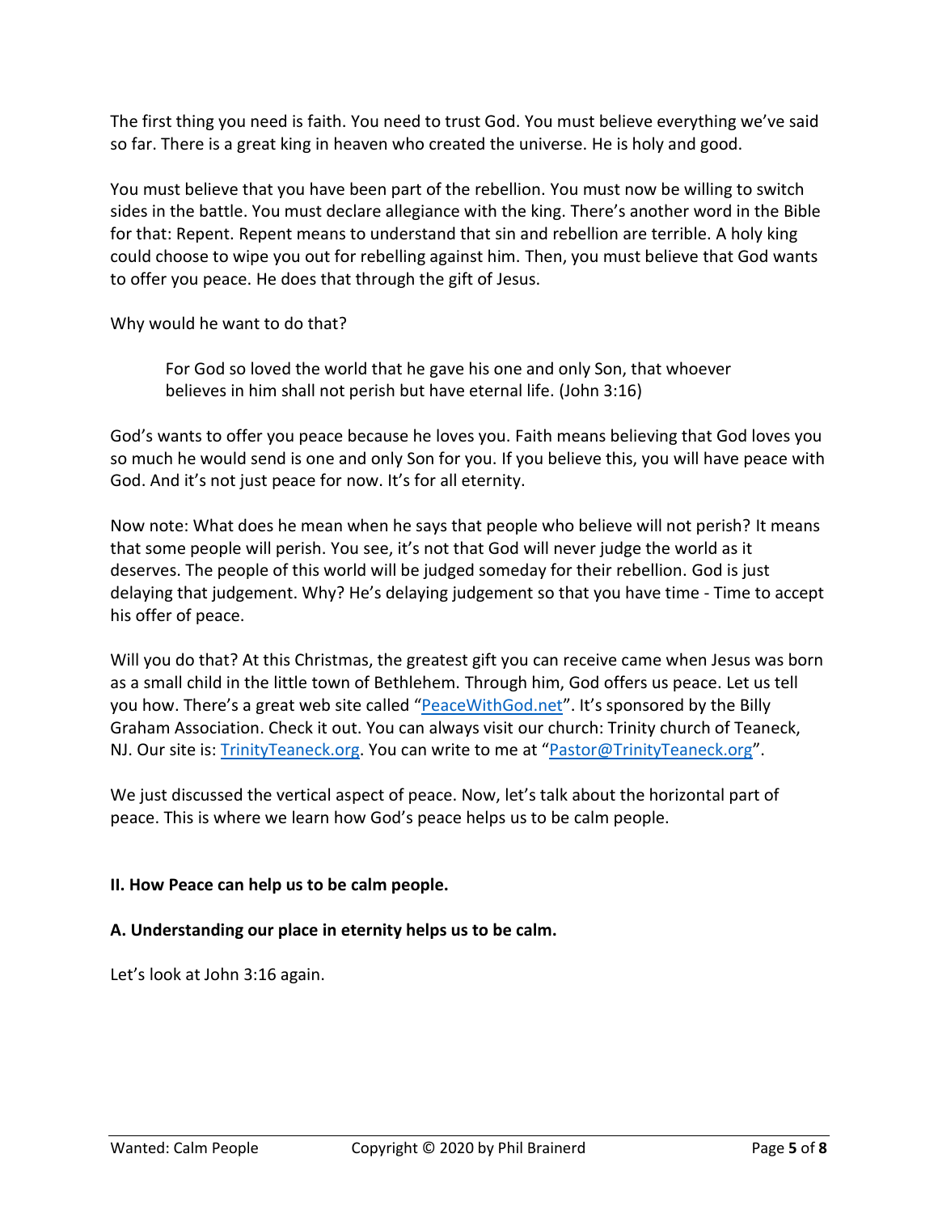The first thing you need is faith. You need to trust God. You must believe everything we've said so far. There is a great king in heaven who created the universe. He is holy and good.

You must believe that you have been part of the rebellion. You must now be willing to switch sides in the battle. You must declare allegiance with the king. There's another word in the Bible for that: Repent. Repent means to understand that sin and rebellion are terrible. A holy king could choose to wipe you out for rebelling against him. Then, you must believe that God wants to offer you peace. He does that through the gift of Jesus.

Why would he want to do that?

> For God so loved the world that he gave his one and only Son, that whoever believes in him shall not perish but have eternal life. (John 3:16)

God's wants to offer you peace because he loves you. Faith means believing that God loves you so much he would send is one and only Son for you. If you believe this, you will have peace with God. And it's not just peace for now. It's for all eternity.

Now note: What does he mean when he says that people who believe will not perish? It means that some people will perish. You see, it's not that God will never judge the world as it deserves. The people of this world will be judged someday for their rebellion. God is just delaying that judgement. Why? He's delaying judgement so that you have time - Time to accept his offer of peace.

Will you do that? At this Christmas, the greatest gift you can receive came when Jesus was born as a small child in the little town of Bethlehem. Through him, God offers us peace. Let us tell you how. There's a great web site called "PeaceWithGod.net". It's sponsored by the Billy Graham Association. Check it out. You can always visit our church: Trinity church of Teaneck, NJ. Our site is: TrinityTeaneck.org. You can write to me at "Pastor@TrinityTeaneck.org".

We just discussed the vertical aspect of peace. Now, let's talk about the horizontal part of peace. This is where we learn how God's peace helps us to be calm people.

## II. How Peace can help us to be calm people.

### A. Understanding our place in eternity helps us to be calm.

Let's look at John 3:16 again.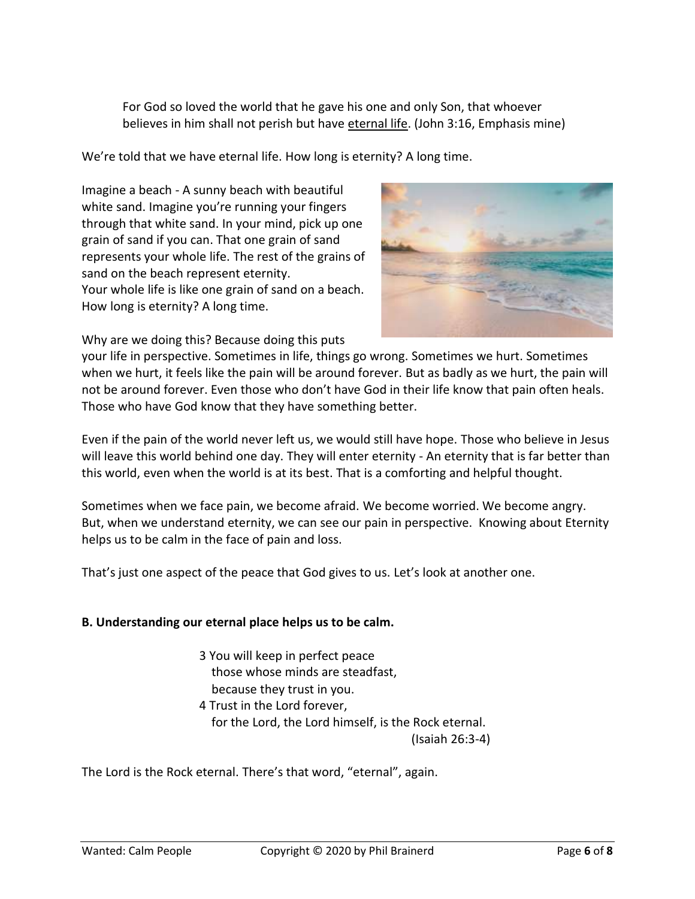> For God so loved the world that he gave his one and only Son, that whoever believes in him shall not perish but have <u>eternal life</u>. (John 3:16, Emphasis mine)

We're told that we have eternal life. How long is eternity? A long time.

Imagine a beach - A sunny beach with beautiful white sand. Imagine you're running your fingers through that white sand. In your mind, pick up one grain of sand if you can. That one grain of sand represents your whole life. The rest of the grains of sand on the beach represent eternity.
Your whole life is like one grain of sand on a beach. How long is eternity? A long time.

Why are we doing this? Because doing this puts your life in perspective. Sometimes in life, things go wrong. Sometimes we hurt. Sometimes when we hurt, it feels like the pain will be around forever. But as badly as we hurt, the pain will not be around forever. Even those who don't have God in their life know that pain often heals. Those who have God know that they have something better.

Even if the pain of the world never left us, we would still have hope. Those who believe in Jesus will leave this world behind one day. They will enter eternity - An eternity that is far better than this world, even when the world is at its best. That is a comforting and helpful thought.

Sometimes when we face pain, we become afraid. We become worried. We become angry. But, when we understand eternity, we can see our pain in perspective. Knowing about Eternity helps us to be calm in the face of pain and loss.

That's just one aspect of the peace that God gives to us. Let's look at another one.

**B. Understanding our eternal place helps us to be calm.**

> 3 You will keep in perfect peace
> those whose minds are steadfast,
> because they trust in you.
> 4 Trust in the Lord forever,
> for the Lord, the Lord himself, is the Rock eternal.
> (Isaiah 26:3-4)

The Lord is the Rock eternal. There's that word, "eternal", again.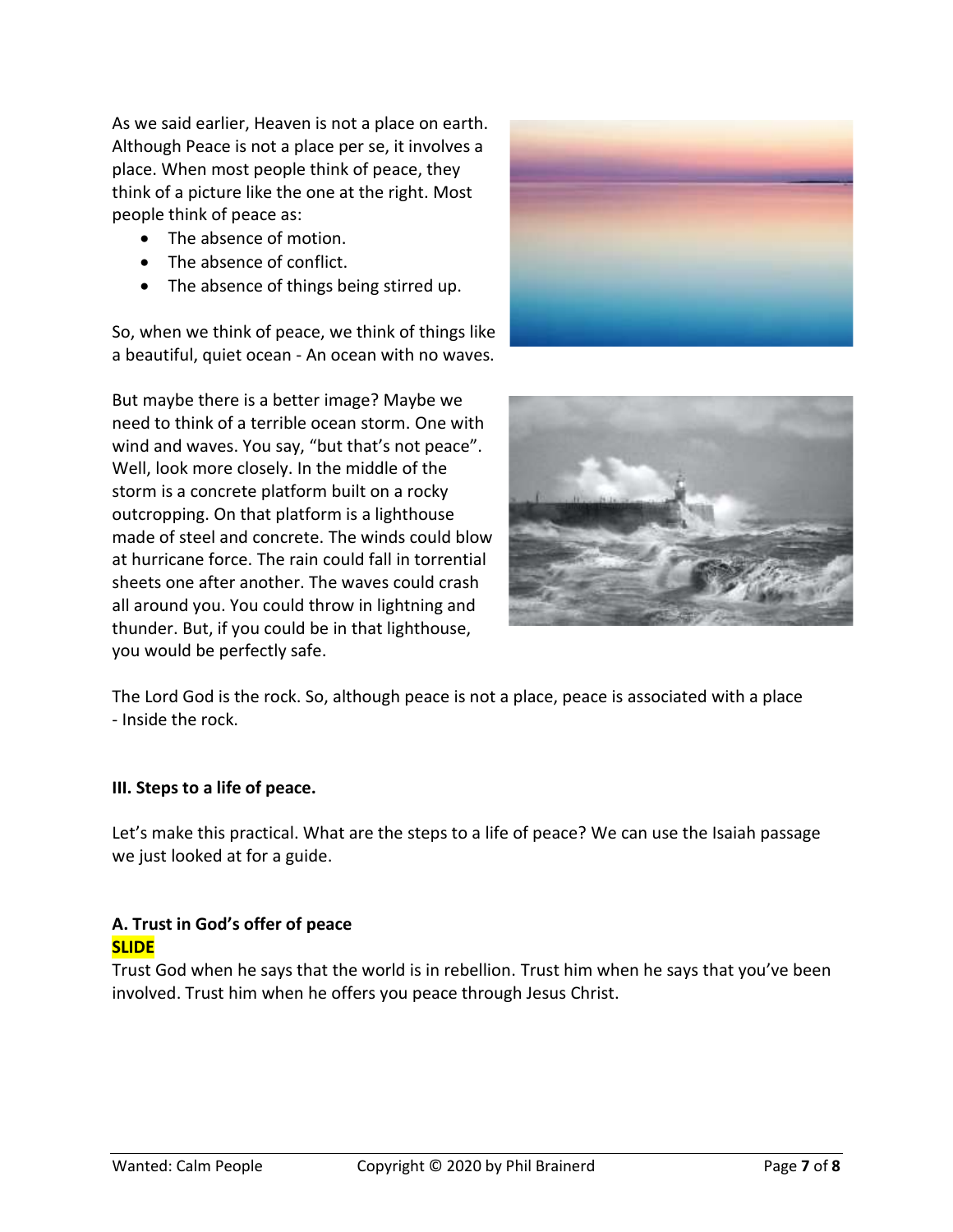As we said earlier, Heaven is not a place on earth. Although Peace is not a place per se, it involves a place. When most people think of peace, they think of a picture like the one at the right. Most people think of peace as:

- The absence of motion.
- The absence of conflict.
- The absence of things being stirred up.

So, when we think of peace, we think of things like a beautiful, quiet ocean - An ocean with no waves.

But maybe there is a better image? Maybe we need to think of a terrible ocean storm. One with wind and waves. You say, "but that's not peace". Well, look more closely. In the middle of the storm is a concrete platform built on a rocky outcropping. On that platform is a lighthouse made of steel and concrete. The winds could blow at hurricane force. The rain could fall in torrential sheets one after another. The waves could crash all around you. You could throw in lightning and thunder. But, if you could be in that lighthouse, you would be perfectly safe.

The Lord God is the rock. So, although peace is not a place, peace is associated with a place - Inside the rock.

### III. Steps to a life of peace.

Let's make this practical. What are the steps to a life of peace? We can use the Isaiah passage we just looked at for a guide.

#### A. Trust in God's offer of peace

**SLIDE**

Trust God when he says that the world is in rebellion. Trust him when he says that you've been involved. Trust him when he offers you peace through Jesus Christ.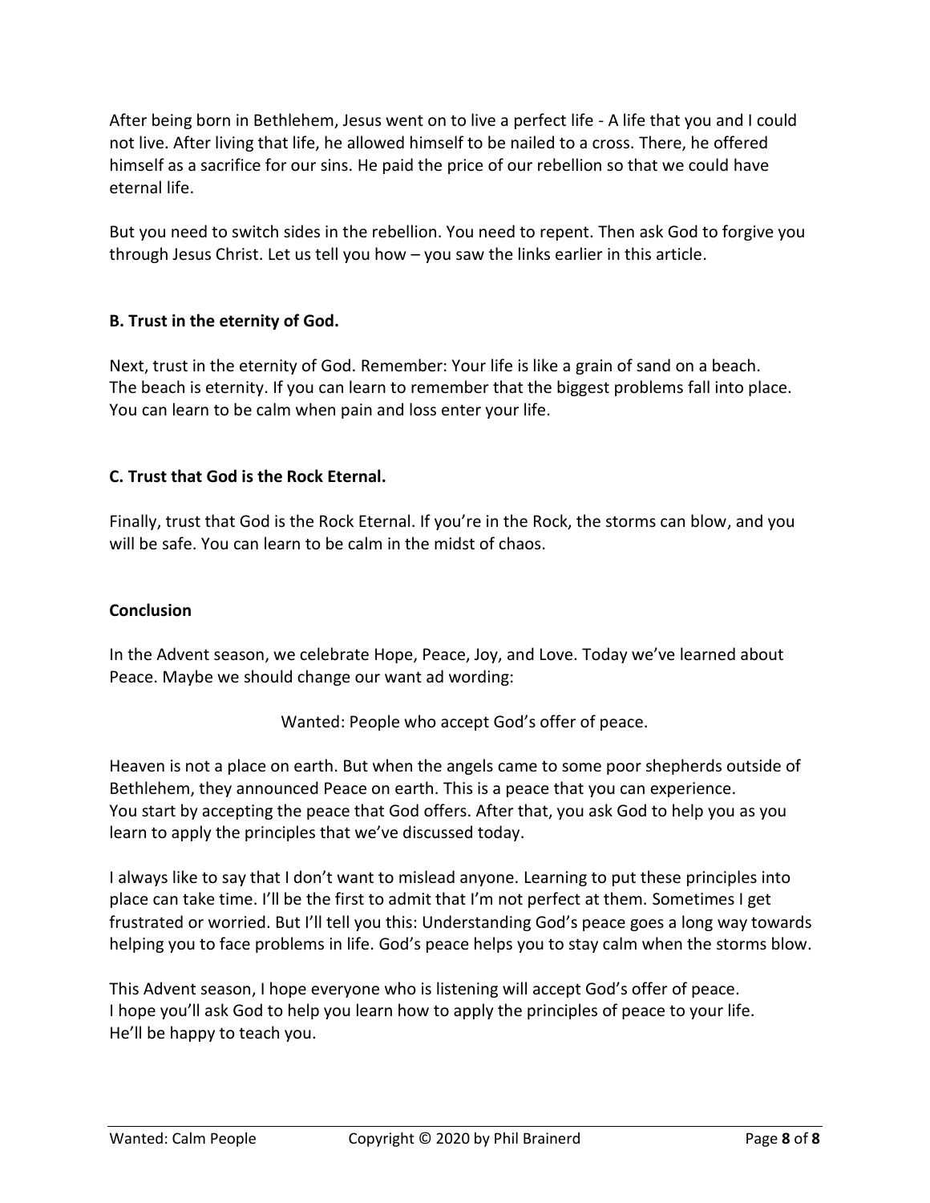After being born in Bethlehem, Jesus went on to live a perfect life - A life that you and I could not live. After living that life, he allowed himself to be nailed to a cross. There, he offered himself as a sacrifice for our sins. He paid the price of our rebellion so that we could have eternal life.

But you need to switch sides in the rebellion. You need to repent. Then ask God to forgive you through Jesus Christ. Let us tell you how – you saw the links earlier in this article.

**B. Trust in the eternity of God.**

Next, trust in the eternity of God. Remember: Your life is like a grain of sand on a beach. The beach is eternity. If you can learn to remember that the biggest problems fall into place. You can learn to be calm when pain and loss enter your life.

**C. Trust that God is the Rock Eternal.**

Finally, trust that God is the Rock Eternal. If you're in the Rock, the storms can blow, and you will be safe. You can learn to be calm in the midst of chaos.

**Conclusion**

In the Advent season, we celebrate Hope, Peace, Joy, and Love. Today we've learned about Peace. Maybe we should change our want ad wording:

Wanted: People who accept God's offer of peace.

Heaven is not a place on earth. But when the angels came to some poor shepherds outside of Bethlehem, they announced Peace on earth. This is a peace that you can experience. You start by accepting the peace that God offers. After that, you ask God to help you as you learn to apply the principles that we've discussed today.

I always like to say that I don't want to mislead anyone. Learning to put these principles into place can take time. I'll be the first to admit that I'm not perfect at them. Sometimes I get frustrated or worried. But I'll tell you this: Understanding God's peace goes a long way towards helping you to face problems in life. God's peace helps you to stay calm when the storms blow.

This Advent season, I hope everyone who is listening will accept God's offer of peace. I hope you'll ask God to help you learn how to apply the principles of peace to your life. He'll be happy to teach you.